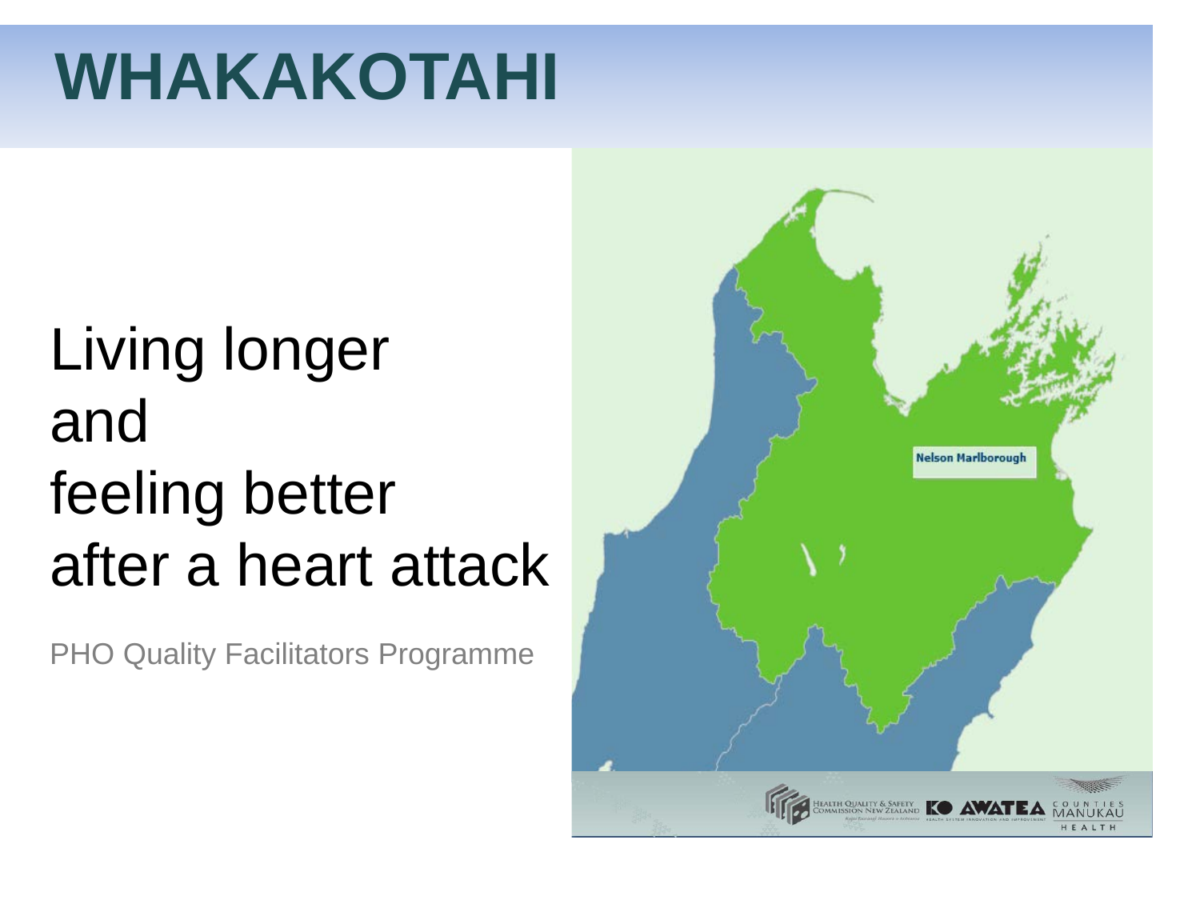# WHAKAKOTAHI

Living longer
and
feeling better
after a heart attack

PHO Quality Facilitators Programme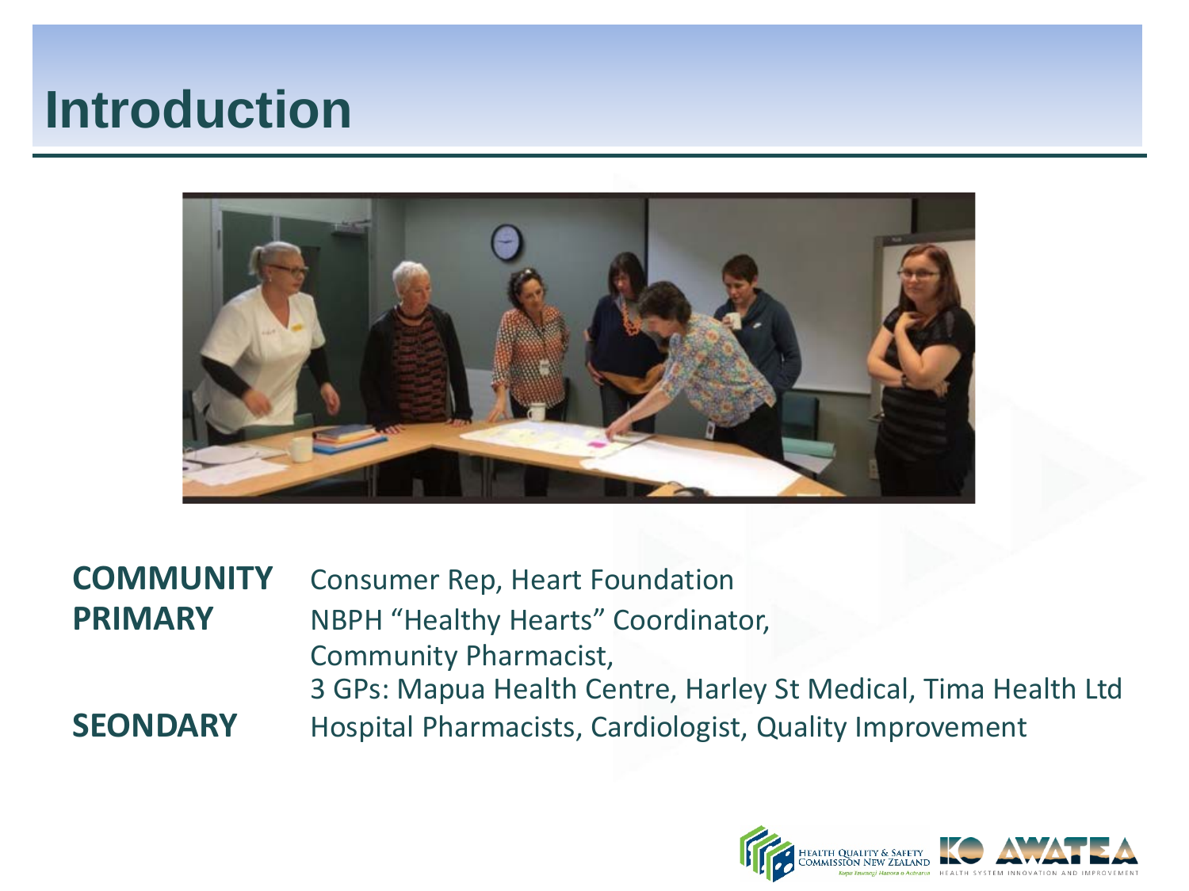# Introduction

| | |
|---|---|
| **COMMUNITY** | Consumer Rep, Heart Foundation |
| **PRIMARY** | NBPH "Healthy Hearts" Coordinator, |
| | Community Pharmacist, |
| | 3 GPs: Mapua Health Centre, Harley St Medical, Tima Health Ltd |
| **SEONDARY** | Hospital Pharmacists, Cardiologist, Quality Improvement |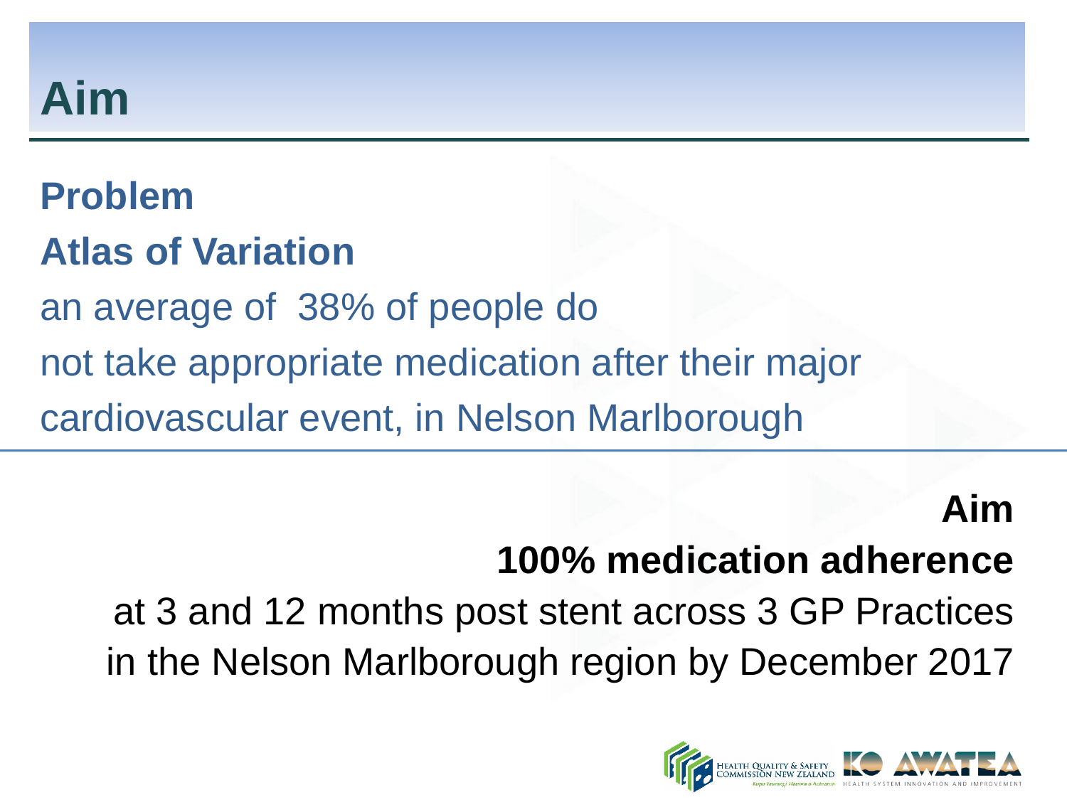# Aim

**Problem**

**Atlas of Variation**

an average of 38% of people do not take appropriate medication after their major cardiovascular event, in Nelson Marlborough

**Aim**

**100% medication adherence**

at 3 and 12 months post stent across 3 GP Practices in the Nelson Marlborough region by December 2017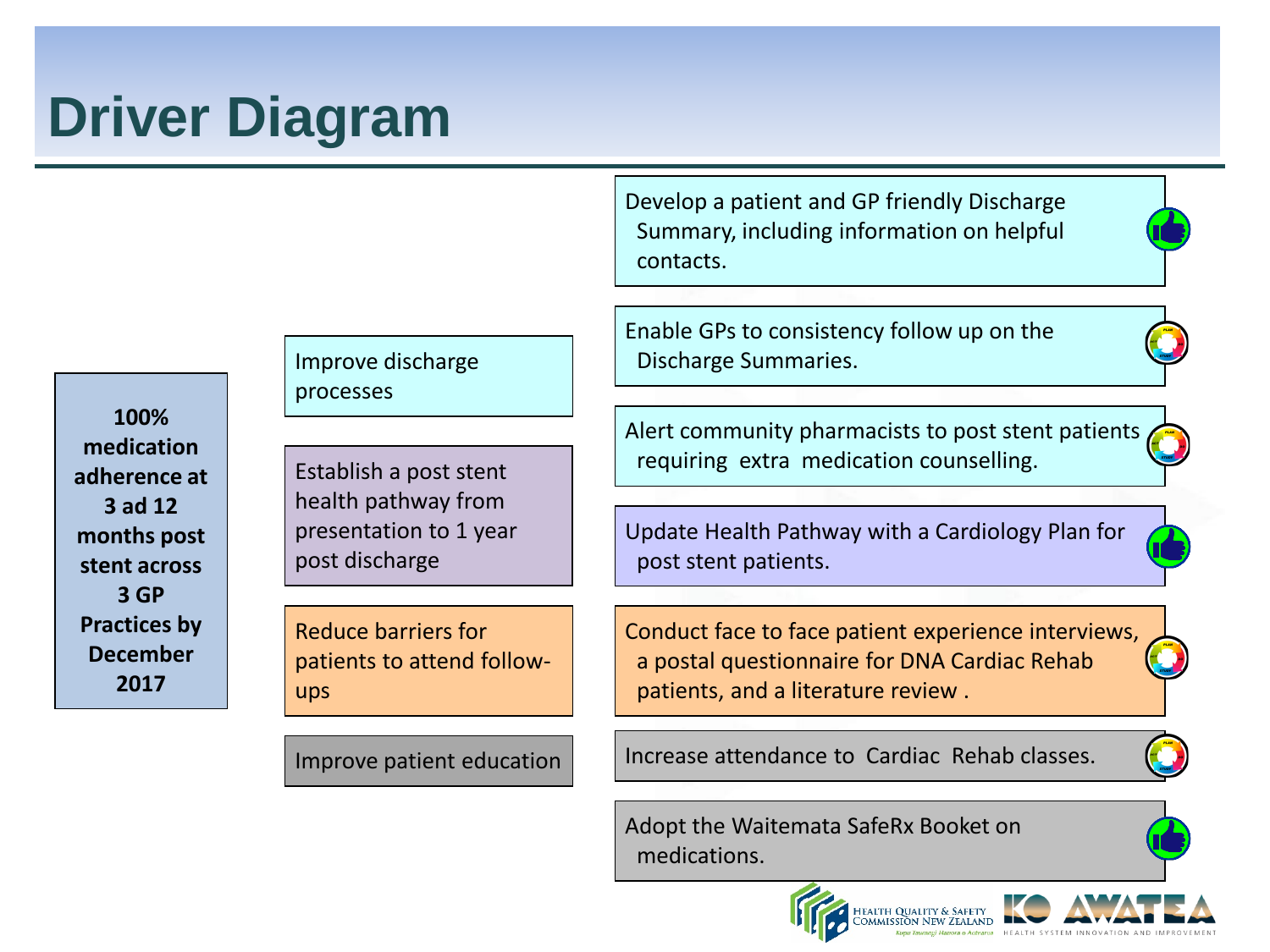# Driver Diagram

**Aim:** 100% medication adherence at 3 ad 12 months post stent across 3 GP Practices by December 2017

| Primary Drivers | Change Ideas |
| --- | --- |
| Improve discharge processes | Develop a patient and GP friendly Discharge Summary, including information on helpful contacts. |
| | Enable GPs to consistency follow up on the Discharge Summaries. |
| | Alert community pharmacists to post stent patients requiring extra medication counselling. |
| Establish a post stent health pathway from presentation to 1 year post discharge | Update Health Pathway with a Cardiology Plan for post stent patients. |
| Reduce barriers for patients to attend follow-ups | Conduct face to face patient experience interviews, a postal questionnaire for DNA Cardiac Rehab patients, and a literature review . |
| Improve patient education | Increase attendance to Cardiac Rehab classes. |
| | Adopt the Waitemata SafeRx Booket on medications. |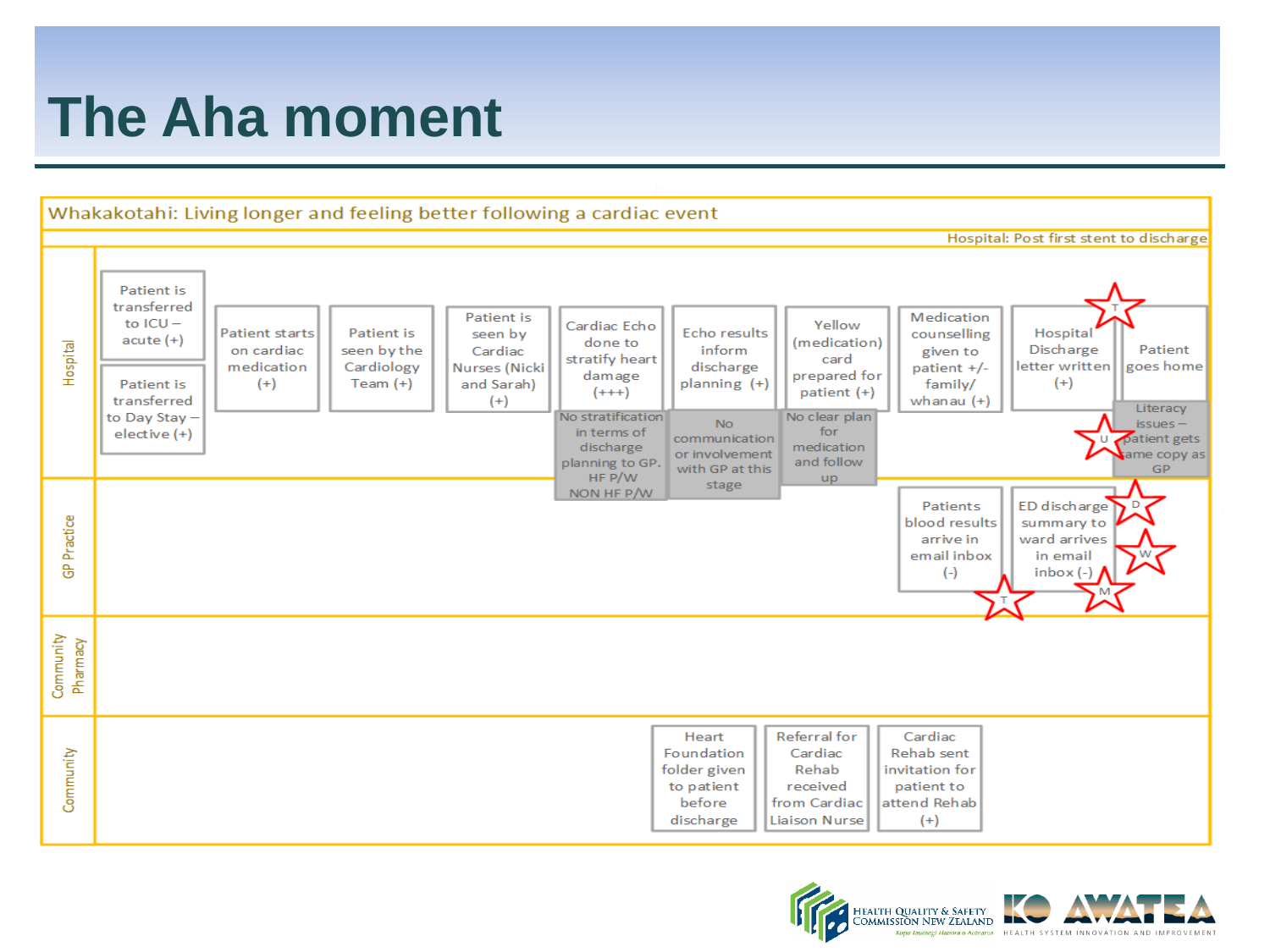# The Aha moment

**Whakakotahi: Living longer and feeling better following a cardiac event**

Hospital: Post first stent to discharge

**Hospital**

- Patient is transferred to ICU – acute (+)
- Patient is transferred to Day Stay – elective (+)
- Patient starts on cardiac medication (+)
- Patient is seen by the Cardiology Team (+)
- Patient is seen by Cardiac Nurses (Nicki and Sarah) (+)
- Cardiac Echo done to stratify heart damage (+++)
  - No stratification in terms of discharge planning to GP. HF P/W NON HF P/W
- Echo results inform discharge planning (+)
  - No communication or involvement with GP at this stage
- Yellow (medication) card prepared for patient (+)
  - No clear plan for medication and follow up
- Medication counselling given to patient +/- family/ whanau (+)
- Hospital Discharge letter written (+) [T]
- Patient goes home
  - Literacy issues – patient gets same copy as GP [U]

**GP Practice**

- Patients blood results arrive in email inbox (-) [T]
- ED discharge summary to ward arrives in email inbox (-) [D] [W] [M]

**Community Pharmacy**

**Community**

- Heart Foundation folder given to patient before discharge
- Referral for Cardiac Rehab received from Cardiac Liaison Nurse
- Cardiac Rehab sent invitation for patient to attend Rehab (+)

HEALTH QUALITY & SAFETY COMMISSION NEW ZEALAND — Kupu Taurangi Hauora o Aotearoa

KO AWATEA — HEALTH SYSTEM INNOVATION AND IMPROVEMENT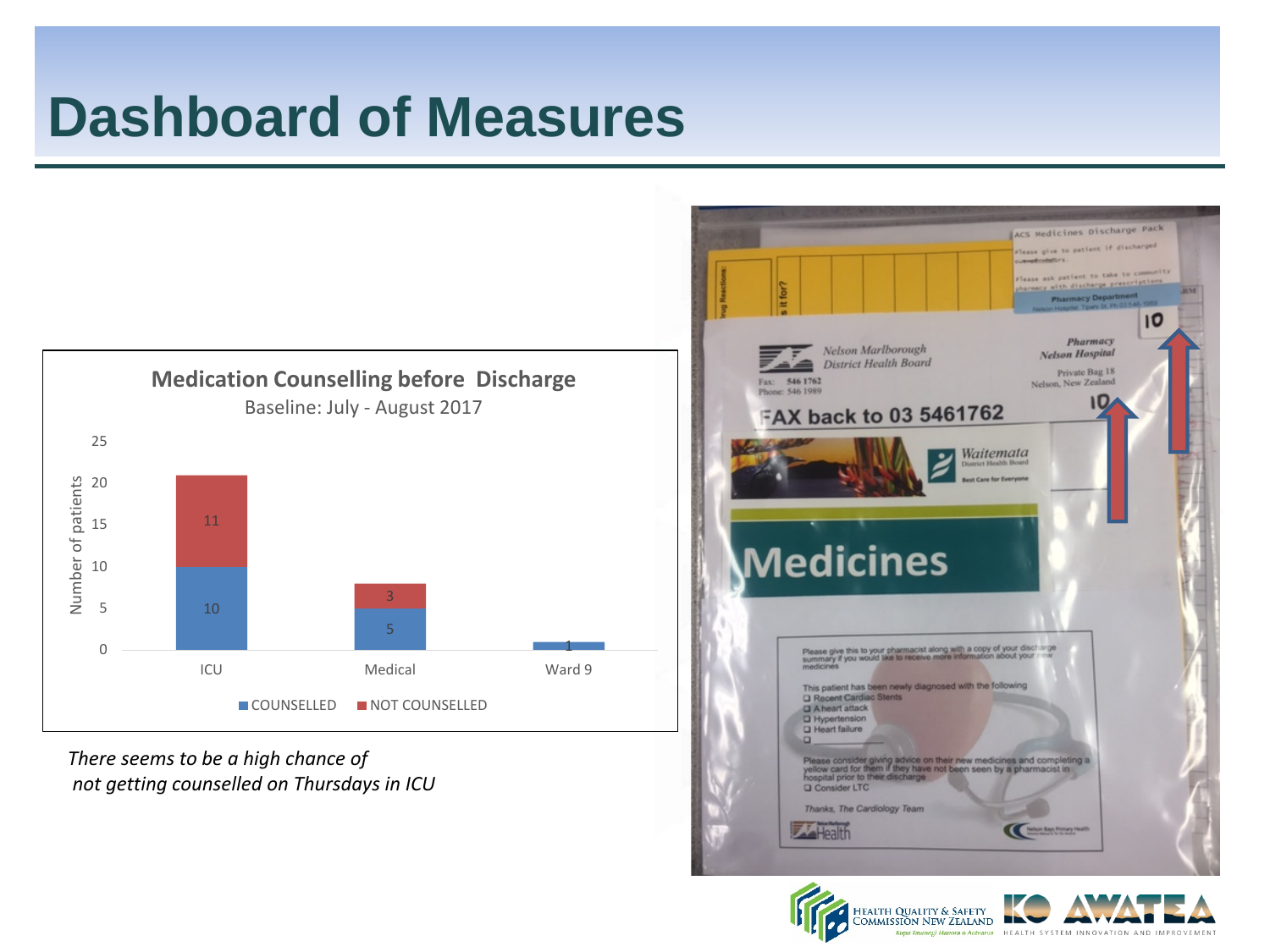# Dashboard of Measures

**Medication Counselling before Discharge**

Baseline: July - August 2017

| Ward | COUNSELLED | NOT COUNSELLED |
| --- | --- | --- |
| ICU | 10 | 11 |
| Medical | 5 | 3 |
| Ward 9 | 1 | |

*There seems to be a high chance of not getting counselled on Thursdays in ICU*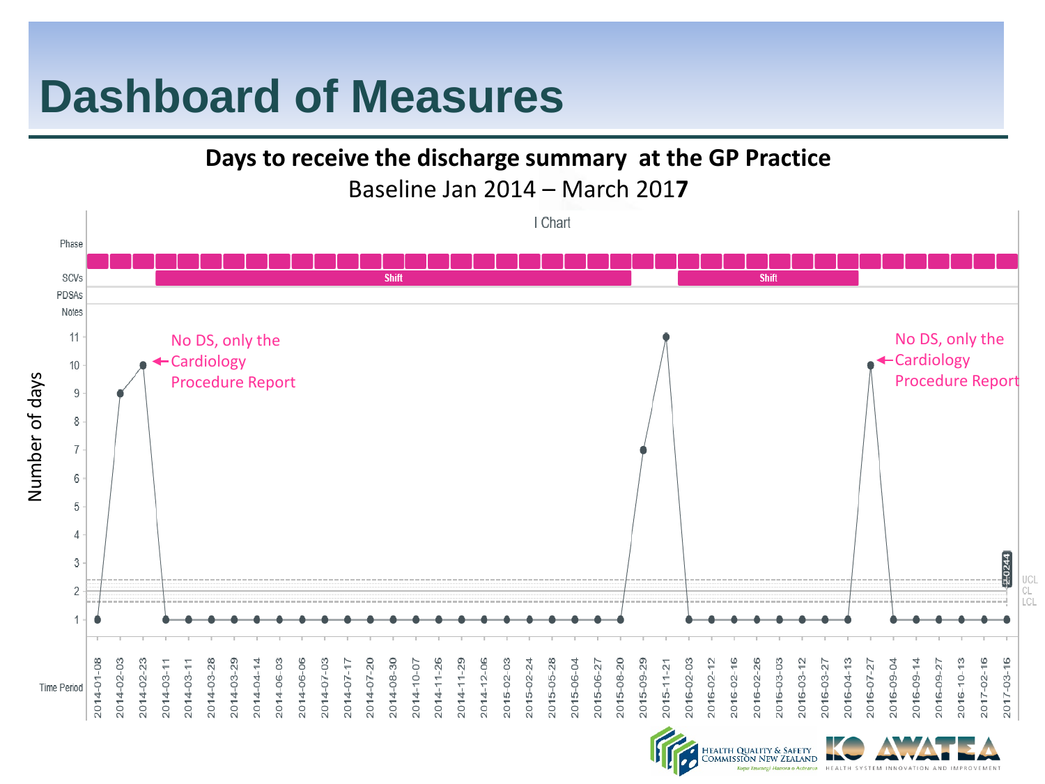# Dashboard of Measures

**Days to receive the discharge summary at the GP Practice**

Baseline Jan 2014 – March 2017

I Chart

Phase

SCVs: Shift | Shift

PDSAs

Notes

Number of days

No DS, only the Cardiology Procedure Report

No DS, only the Cardiology Procedure Report

UCL
CL
LCL

1.0244

Time Period: 2014-01-08, 2014-02-03, 2014-02-23, 2014-03-11, 2014-03-11, 2014-03-28, 2014-03-29, 2014-04-14, 2014-06-03, 2014-06-06, 2014-07-03, 2014-07-17, 2014-07-20, 2014-08-30, 2014-10-07, 2014-11-26, 2014-11-29, 2014-12-06, 2015-02-03, 2015-02-24, 2015-05-28, 2015-06-04, 2015-06-27, 2015-08-20, 2015-09-29, 2015-11-21, 2016-02-03, 2016-02-12, 2016-02-16, 2016-02-26, 2016-03-03, 2016-03-12, 2016-03-27, 2016-04-13, 2016-07-27, 2016-09-04, 2016-09-14, 2016-09-27, 2016-10-13, 2017-02-16, 2017-03-16

HEALTH QUALITY & SAFETY COMMISSION NEW ZEALAND — Kupu Taurangi Hauora o Aotearoa

KO AWATEA — HEALTH SYSTEM INNOVATION AND IMPROVEMENT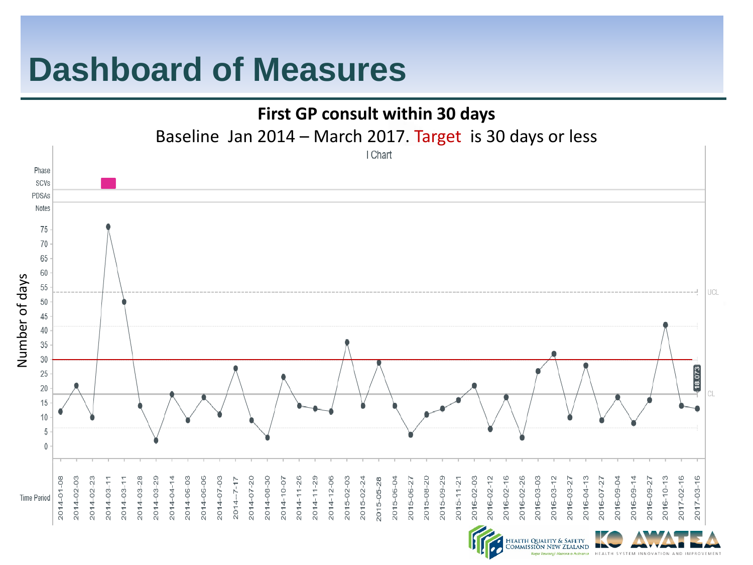# Dashboard of Measures

**First GP consult within 30 days**

Baseline Jan 2014 – March 2017. Target is 30 days or less

I Chart

Phase

SCVs

PDSAs

Notes

Number of days

UCL

CL

18.073

Time Period

2014-01-08, 2014-02-03, 2014-02-23, 2014-03-11, 2014-03-11, 2014-03-28, 2014-03-29, 2014-04-14, 2014-06-03, 2014-06-06, 2014-07-03, 2014-7-17, 2014-07-20, 2014-08-30, 2014-10-07, 2014-11-26, 2014-11-29, 2014-12-06, 2015-02-03, 2015-02-24, 2015-05-28, 2015-06-04, 2015-06-27, 2015-08-20, 2015-09-29, 2015-11-21, 2016-02-03, 2016-02-12, 2016-02-16, 2016-02-26, 2016-03-03, 2016-03-12, 2016-03-27, 2016-04-13, 2016-07-27, 2016-09-04, 2016-09-14, 2016-09-27, 2016-10-13, 2017-02-16, 2017-03-16

HEALTH QUALITY & SAFETY COMMISSION NEW ZEALAND

KO AWATEA — HEALTH SYSTEM INNOVATION AND IMPROVEMENT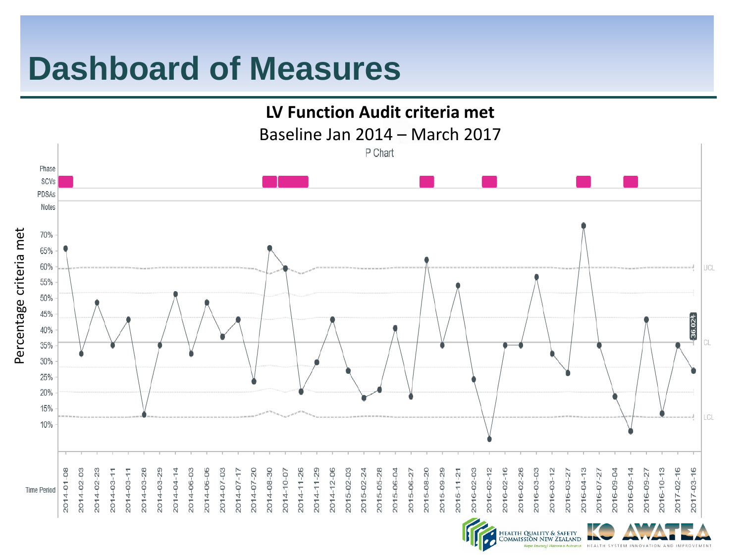# Dashboard of Measures

**LV Function Audit criteria met**

Baseline Jan 2014 – March 2017

P Chart

Phase

SCVs

PDSAs

Notes

Percentage criteria met

70%
65%
60%
55%
50%
45%
40%
35%
30%
25%
20%
15%
10%

UCL

36.024

CL

LCL

Time Period

2014-01-08, 2014-02-03, 2014-02-23, 2014-03-11, 2014-03-11, 2014-03-28, 2014-03-29, 2014-04-14, 2014-06-03, 2014-06-06, 2014-07-03, 2014-07-17, 2014-07-20, 2014-08-30, 2014-10-07, 2014-11-26, 2014-11-29, 2014-12-06, 2015-02-03, 2015-02-24, 2015-05-28, 2015-06-04, 2015-06-27, 2015-08-20, 2015-09-29, 2015-11-21, 2016-02-03, 2016-02-12, 2016-02-16, 2016-02-26, 2016-03-03, 2016-03-12, 2016-03-27, 2016-04-13, 2016-07-27, 2016-09-04, 2016-09-14, 2016-09-27, 2016-10-13, 2017-02-16, 2017-03-16

HEALTH QUALITY & SAFETY COMMISSION NEW ZEALAND
Kupu Taurangi Hauora o Aotearoa

KO AWATEA
HEALTH SYSTEM INNOVATION AND IMPROVEMENT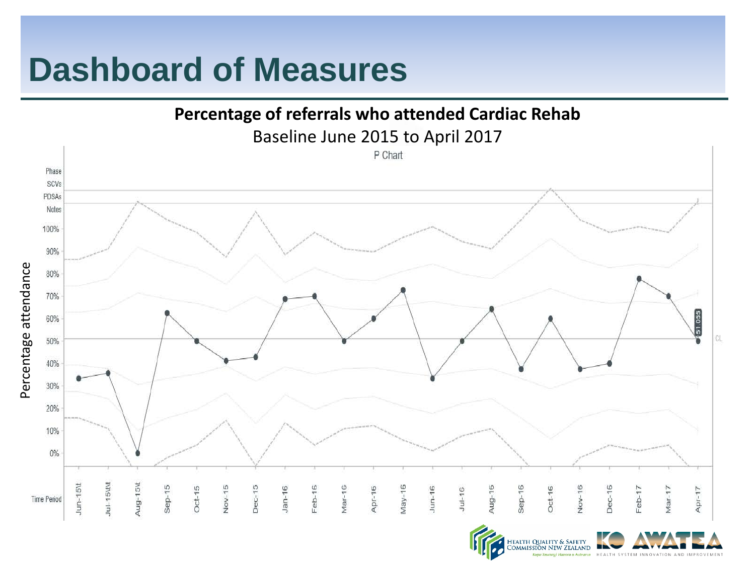# Dashboard of Measures

**Percentage of referrals who attended Cardiac Rehab**

Baseline June 2015 to April 2017

P Chart

Phase
SCVs
PDSAs
Notes

100%
90%
80%
70%
60%
50%
40%
30%
20%
10%
0%

Percentage attendance

51.055

CL

Time Period: Jun-15t, Jul-15ttt, Aug-15t, Sep-15, Oct-15, Nov-15, Dec-15, Jan-16, Feb-16, Mar-16, Apr-16, May-16, Jun-16, Jul-16, Aug-16, Sep-16, Oct-16, Nov-16, Dec-16, Feb-17, Mar-17, Apr-17

HEALTH QUALITY & SAFETY COMMISSION NEW ZEALAND
Kupu Taurangi Hauora o Aotearoa

KO AWATEA
HEALTH SYSTEM INNOVATION AND IMPROVEMENT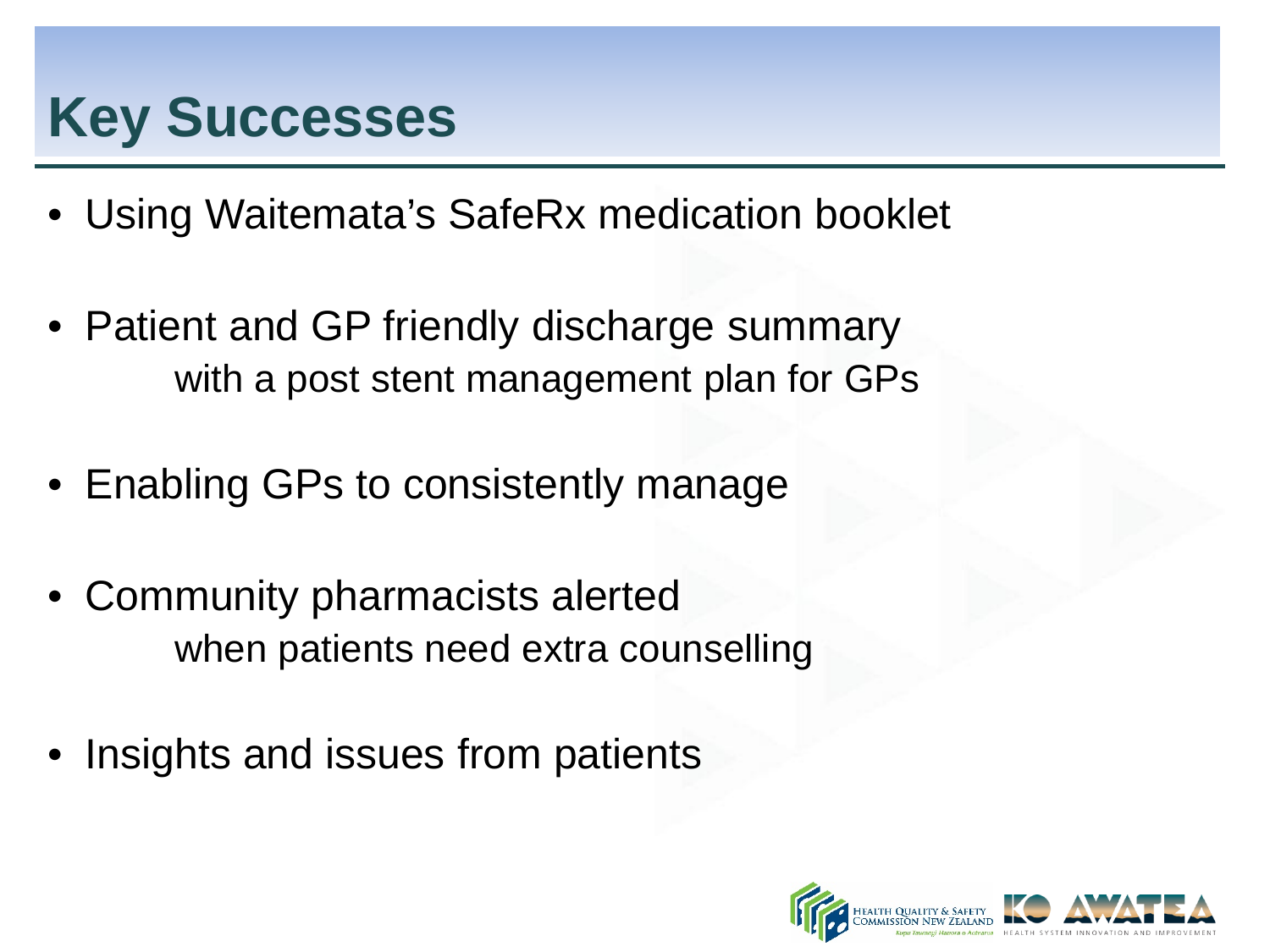# Key Successes

- Using Waitemata's SafeRx medication booklet
- Patient and GP friendly discharge summary
  with a post stent management plan for GPs
- Enabling GPs to consistently manage
- Community pharmacists alerted
  when patients need extra counselling
- Insights and issues from patients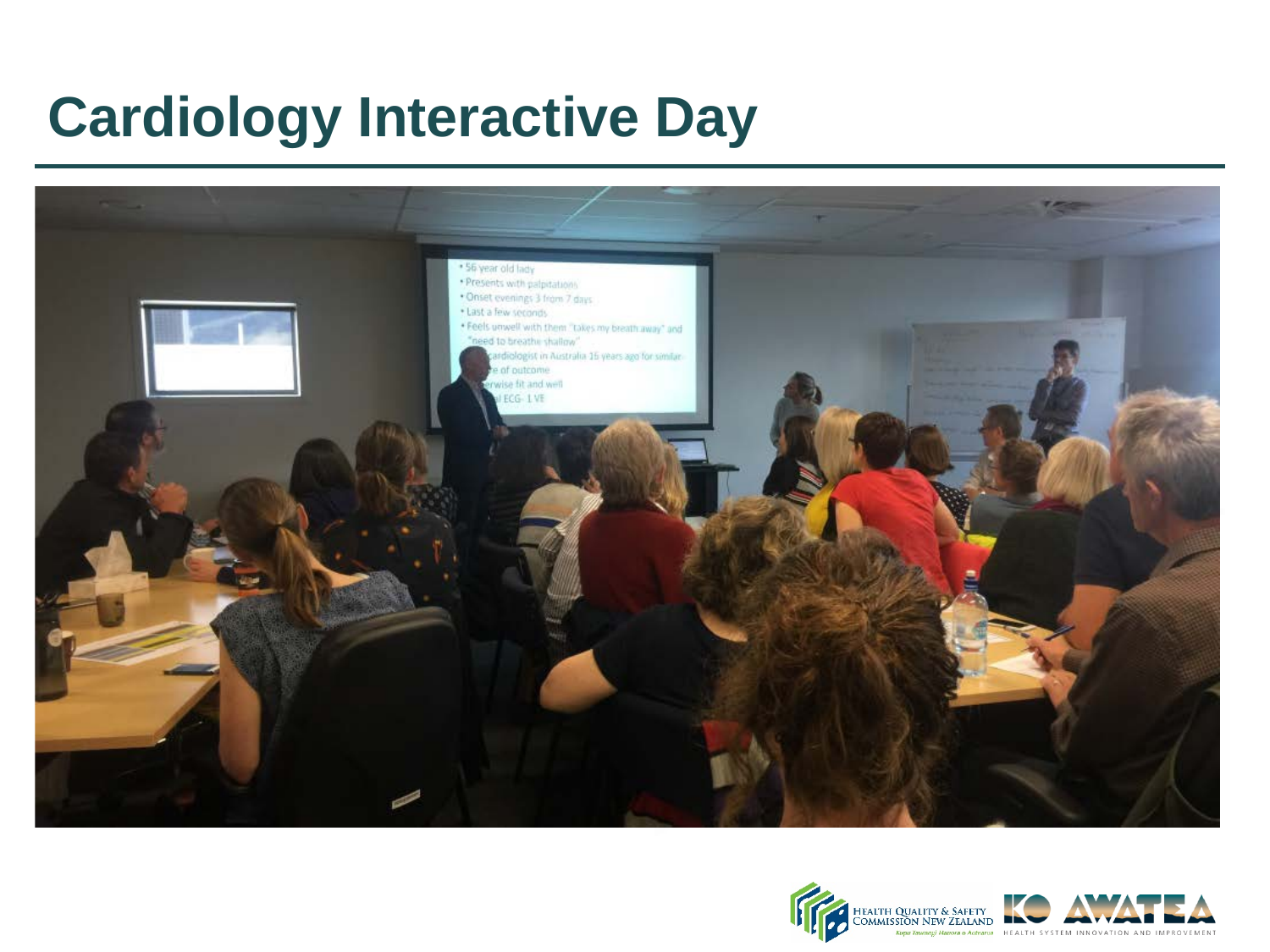# Cardiology Interactive Day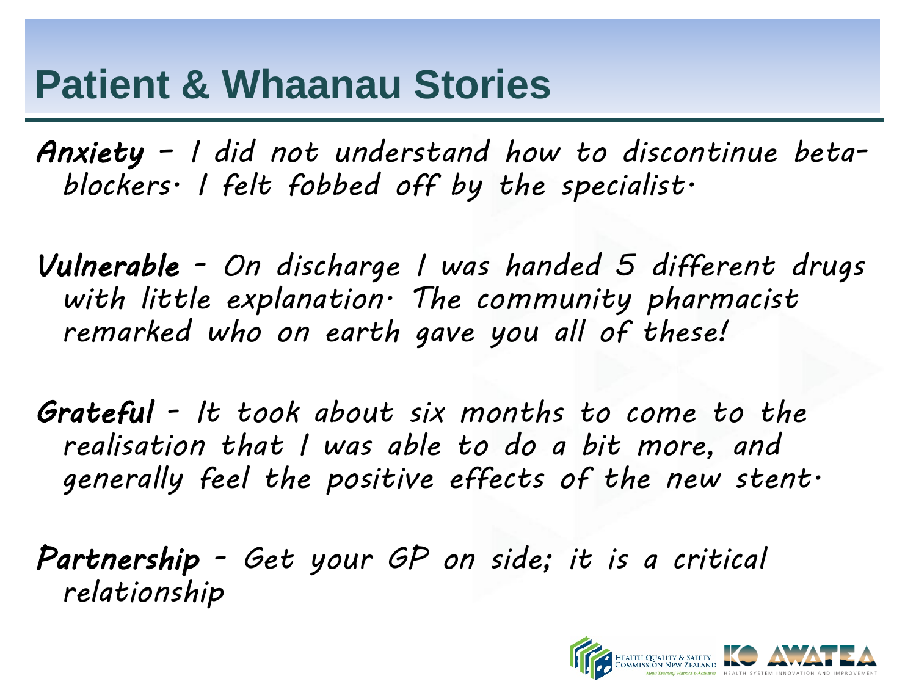# Patient & Whaanau Stories

***Anxiety*** *– I did not understand how to discontinue beta-blockers. I felt fobbed off by the specialist.*

***Vulnerable*** *- On discharge I was handed 5 different drugs with little explanation. The community pharmacist remarked who on earth gave you all of these!*

***Grateful*** *- It took about six months to come to the realisation that I was able to do a bit more, and generally feel the positive effects of the new stent.*

***Partnership*** *- Get your GP on side; it is a critical relationship*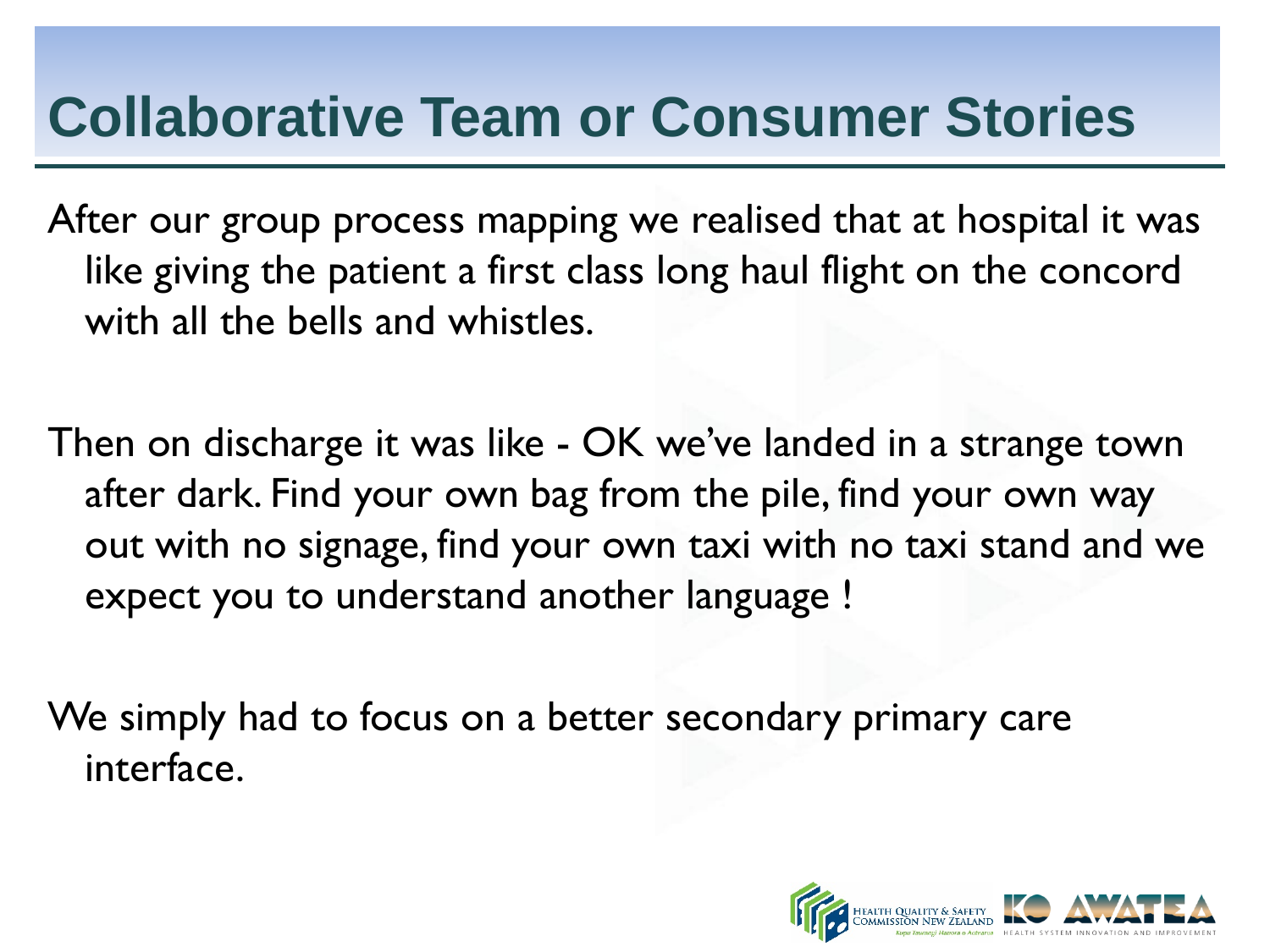# Collaborative Team or Consumer Stories

After our group process mapping we realised that at hospital it was like giving the patient a first class long haul flight on the concord with all the bells and whistles.

Then on discharge it was like - OK we've landed in a strange town after dark. Find your own bag from the pile, find your own way out with no signage, find your own taxi with no taxi stand and we expect you to understand another language !

We simply had to focus on a better secondary primary care interface.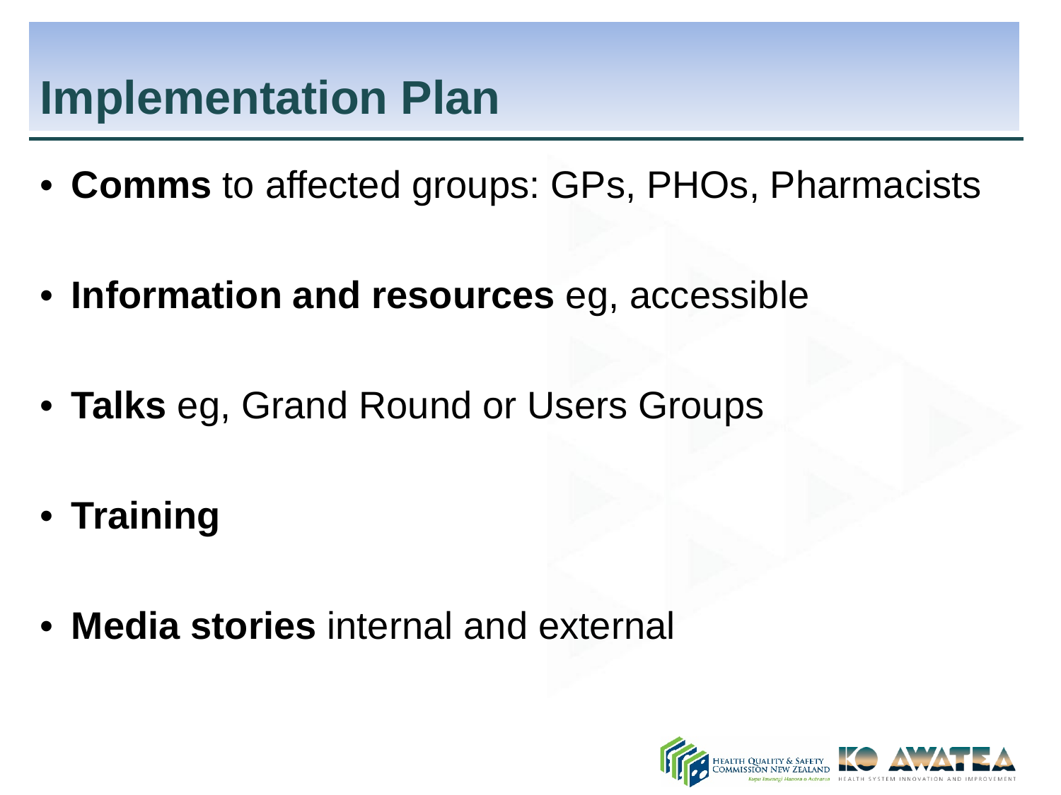# Implementation Plan

- **Comms** to affected groups: GPs, PHOs, Pharmacists
- **Information and resources** eg, accessible
- **Talks** eg, Grand Round or Users Groups
- **Training**
- **Media stories** internal and external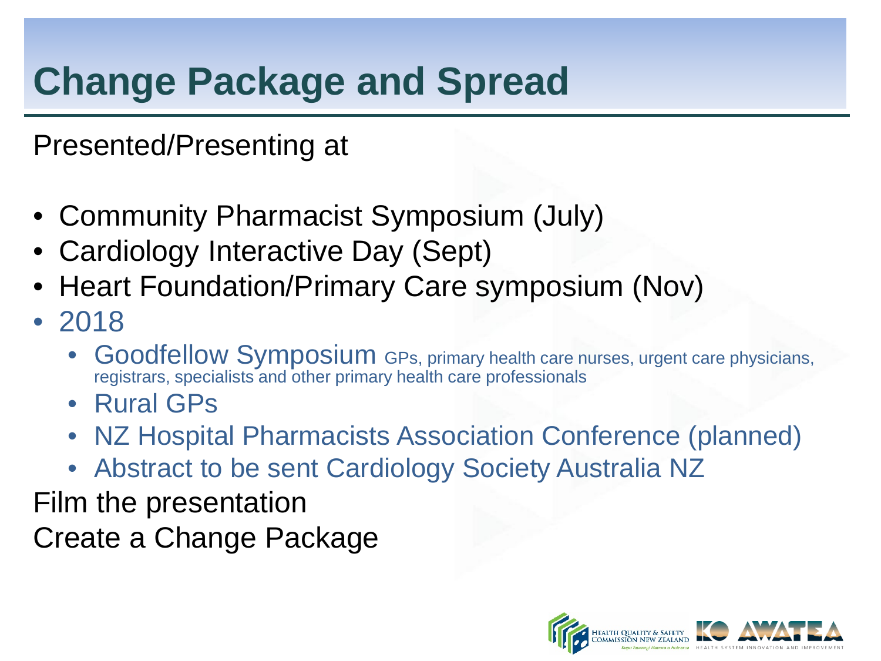# Change Package and Spread

Presented/Presenting at

- Community Pharmacist Symposium (July)
- Cardiology Interactive Day (Sept)
- Heart Foundation/Primary Care symposium (Nov)
- 2018
  - Goodfellow Symposium GPs, primary health care nurses, urgent care physicians, registrars, specialists and other primary health care professionals
  - Rural GPs
  - NZ Hospital Pharmacists Association Conference (planned)
  - Abstract to be sent Cardiology Society Australia NZ

Film the presentation

Create a Change Package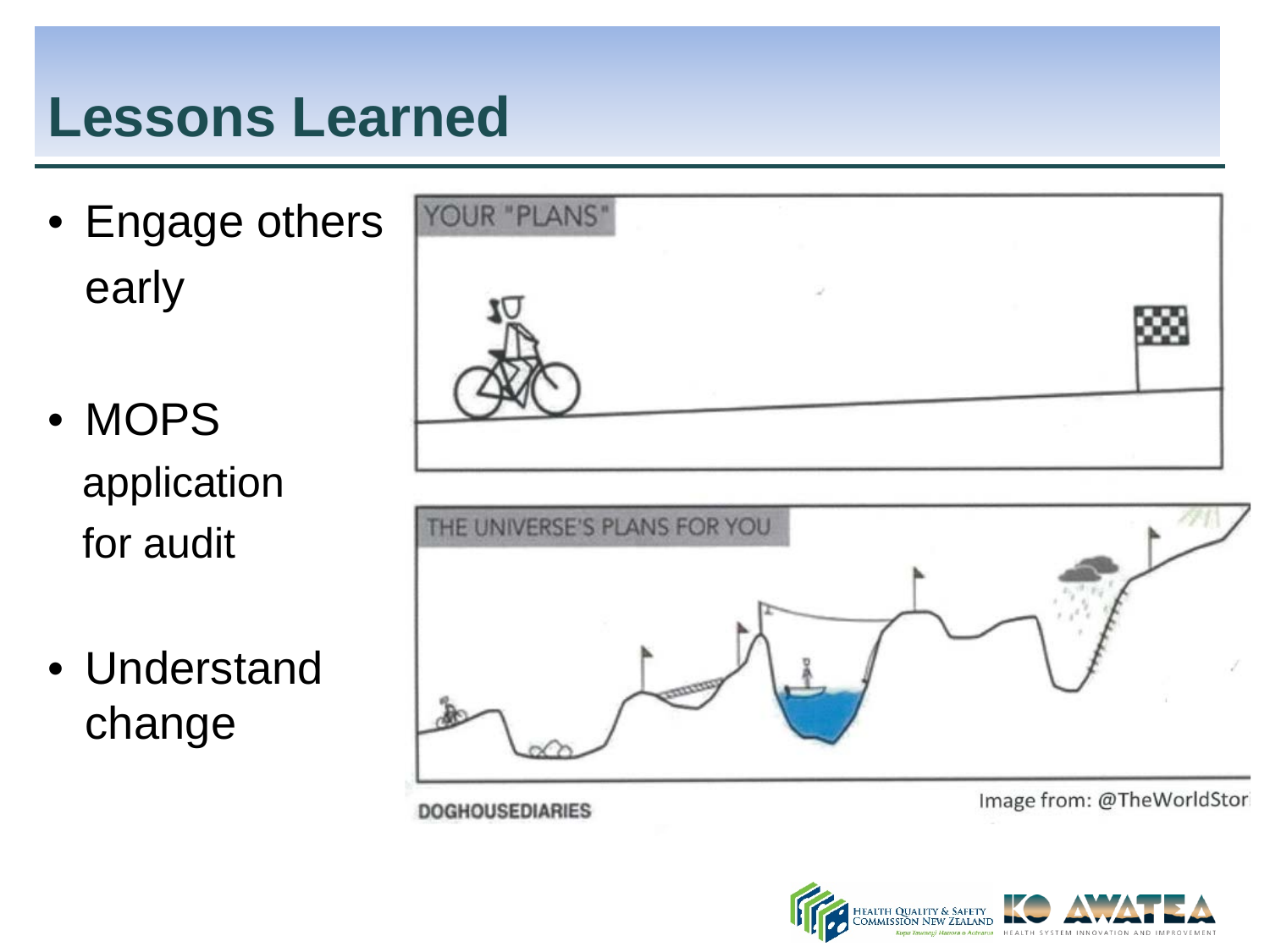# Lessons Learned

- Engage others early
- MOPS application for audit
- Understand change

Image from: @TheWorldStor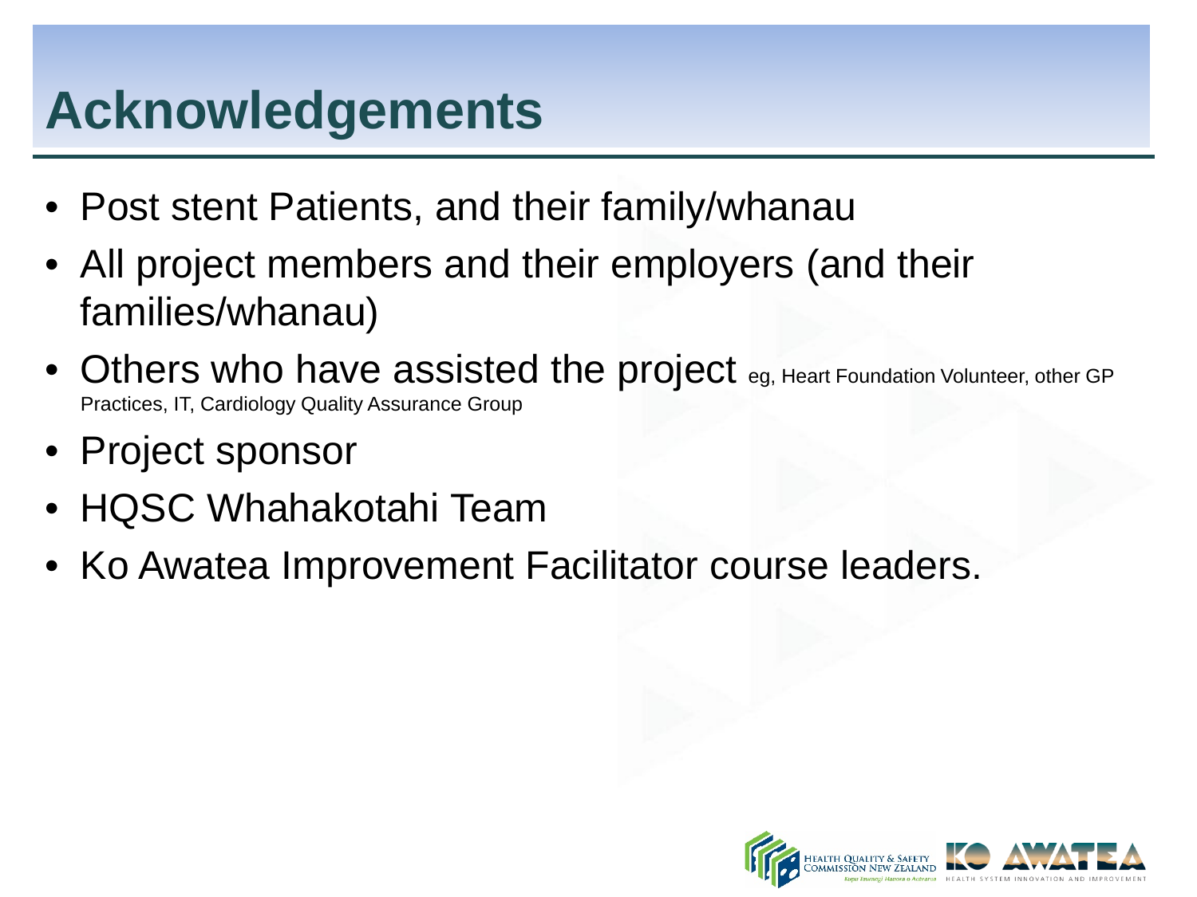# Acknowledgements

- Post stent Patients, and their family/whanau
- All project members and their employers (and their families/whanau)
- Others who have assisted the project eg, Heart Foundation Volunteer, other GP Practices, IT, Cardiology Quality Assurance Group
- Project sponsor
- HQSC Whahakotahi Team
- Ko Awatea Improvement Facilitator course leaders.